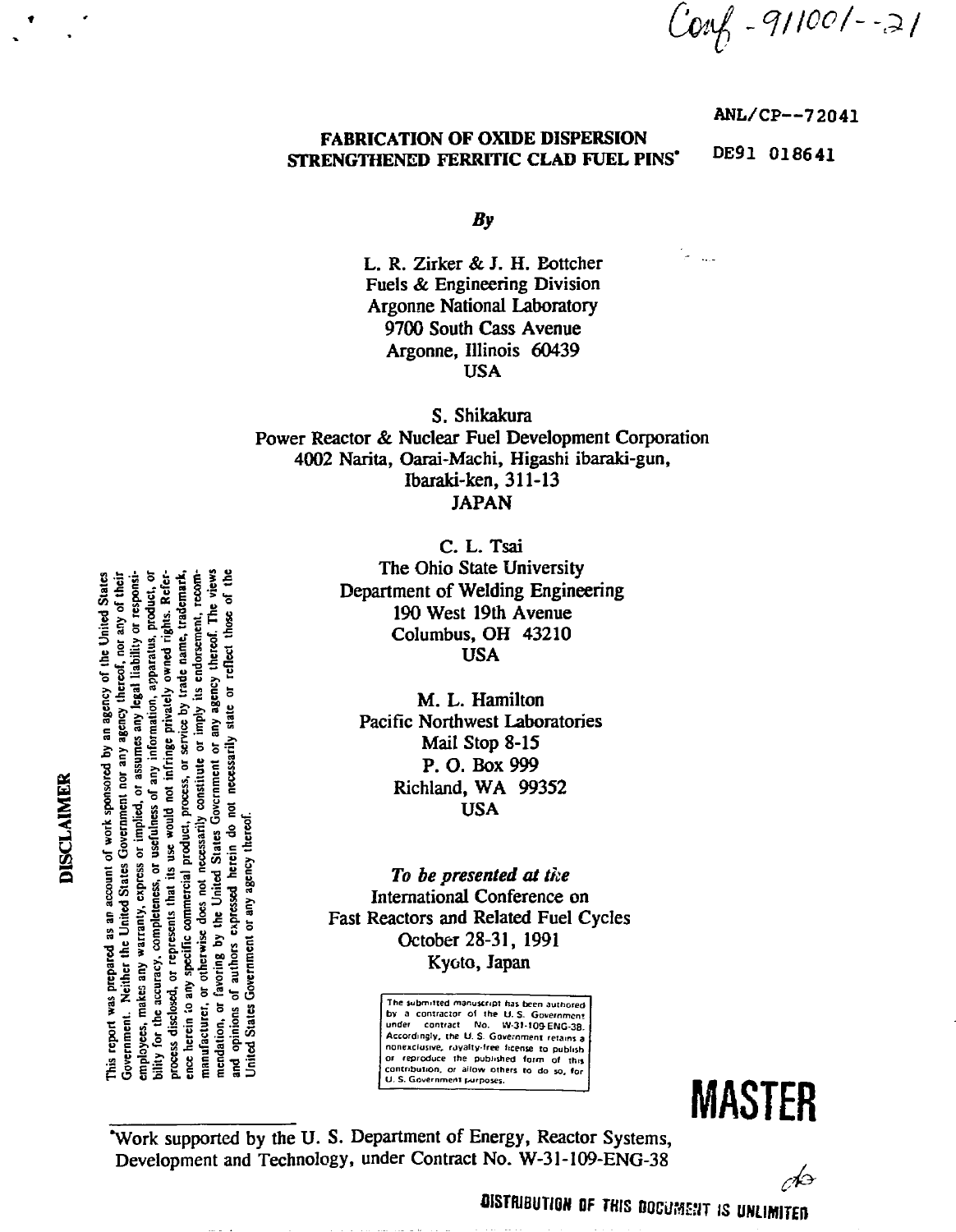Conf-911001--21

ANL/CP--72041

DE91 018641

# FABRICATION OF OXIDE DISPERSION STRENGTHENED FERRITIC CLAD FUEL PINS*

*By*

L. R. Zirker & J. H. Bottcher
Fuels & Engineering Division
Argonne National Laboratory
9700 South Cass Avenue
Argonne, Illinois 60439
USA

S. Shikakura
Power Reactor & Nuclear Fuel Development Corporation
4002 Narita, Oarai-Machi, Higashi ibaraki-gun,
Ibaraki-ken, 311-13
JAPAN

C. L. Tsai
The Ohio State University
Department of Welding Engineering
190 West 19th Avenue
Columbus, OH 43210
USA

M. L. Hamilton
Pacific Northwest Laboratories
Mail Stop 8-15
P. O. Box 999
Richland, WA 99352
USA

*To be presented at the*
International Conference on
Fast Reactors and Related Fuel Cycles
October 28-31, 1991
Kyoto, Japan

**DISCLAIMER**

This report was prepared as an account of work sponsored by an agency of the United States Government. Neither the United States Government nor any agency thereof, nor any of their employees, makes any warranty, express or implied, or assumes any legal liability or responsibility for the accuracy, completeness, or usefulness of any information, apparatus, product, or process disclosed, or represents that its use would not infringe privately owned rights. Reference herein to any specific commercial product, process, or service by trade name, trademark, manufacturer, or otherwise does not necessarily constitute or imply its endorsement, recommendation, or favoring by the United States Government or any agency thereof. The views and opinions of authors expressed herein do not necessarily state or reflect those of the United States Government or any agency thereof.

The submitted manuscript has been authored by a contractor of the U. S. Government under contract No. W-31-109-ENG-38. Accordingly, the U. S. Government retains a nonexclusive, royalty-free license to publish or reproduce the published form of this contribution, or allow others to do so, for U. S. Government purposes.

**MASTER**

*Work supported by the U. S. Department of Energy, Reactor Systems, Development and Technology, under Contract No. W-31-109-ENG-38

DISTRIBUTION OF THIS DOCUMENT IS UNLIMITED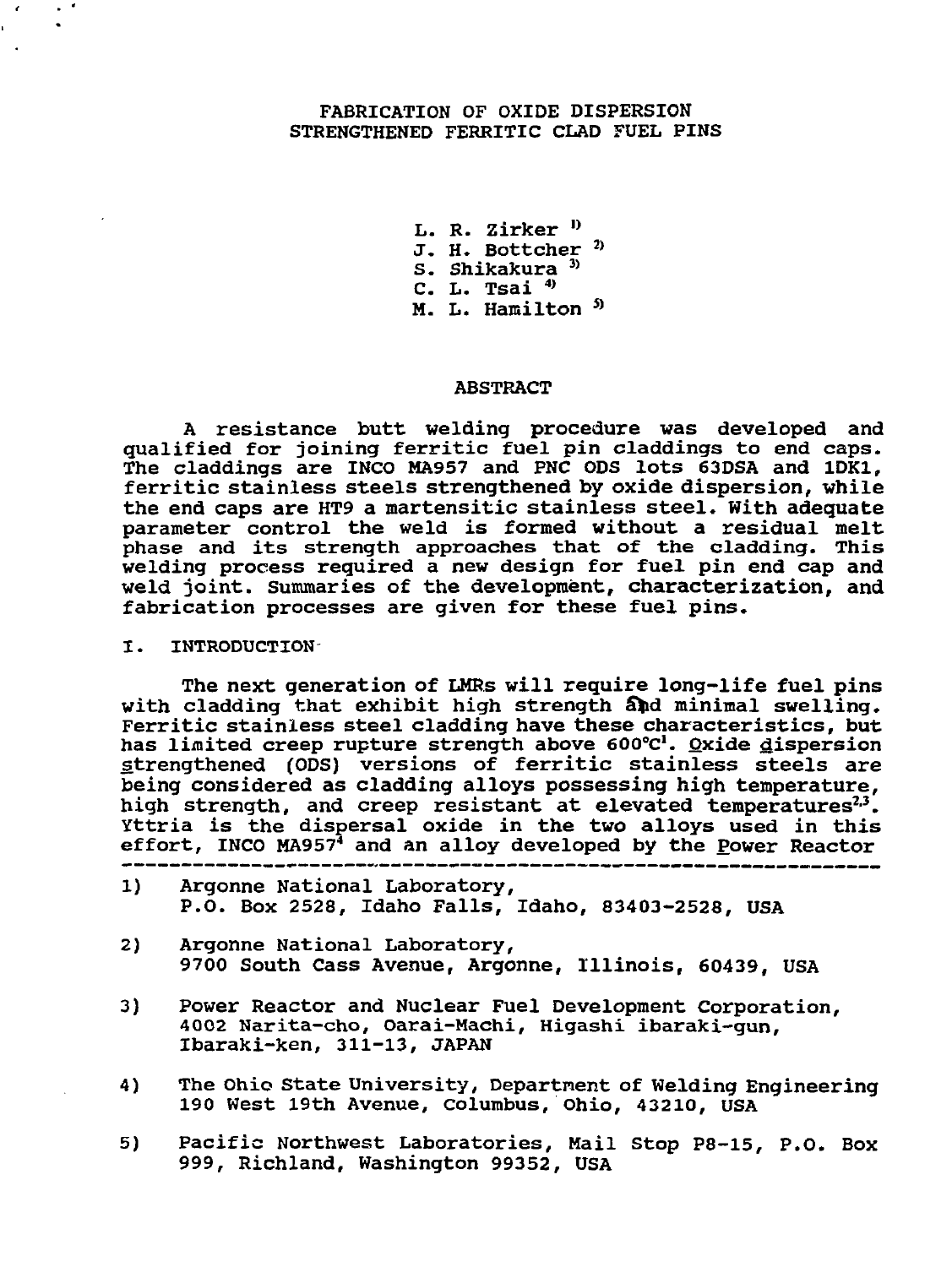# FABRICATION OF OXIDE DISPERSION STRENGTHENED FERRITIC CLAD FUEL PINS

L. R. Zirker [1]
J. H. Bottcher [2]
S. Shikakura [3]
C. L. Tsai [4]
M. L. Hamilton [5]

## ABSTRACT

A resistance butt welding procedure was developed and qualified for joining ferritic fuel pin claddings to end caps. The claddings are INCO MA957 and PNC ODS lots 63DSA and 1DK1, ferritic stainless steels strengthened by oxide dispersion, while the end caps are HT9 a martensitic stainless steel. With adequate parameter control the weld is formed without a residual melt phase and its strength approaches that of the cladding. This welding process required a new design for fuel pin end cap and weld joint. Summaries of the development, characterization, and fabrication processes are given for these fuel pins.

## I. INTRODUCTION

The next generation of LMRs will require long-life fuel pins with cladding that exhibit high strength and minimal swelling. Ferritic stainless steel cladding have these characteristics, but has limited creep rupture strength above 600°C[1]. Oxide dispersion strengthened (ODS) versions of ferritic stainless steels are being considered as cladding alloys possessing high temperature, high strength, and creep resistant at elevated temperatures[2,3]. Yttria is the dispersal oxide in the two alloys used in this effort, INCO MA957[4] and an alloy developed by the Power Reactor

---

1) Argonne National Laboratory, P.O. Box 2528, Idaho Falls, Idaho, 83403-2528, USA

2) Argonne National Laboratory, 9700 South Cass Avenue, Argonne, Illinois, 60439, USA

3) Power Reactor and Nuclear Fuel Development Corporation, 4002 Narita-cho, Oarai-Machi, Higashi ibaraki-gun, Ibaraki-ken, 311-13, JAPAN

4) The Ohio State University, Department of Welding Engineering 190 West 19th Avenue, Columbus, Ohio, 43210, USA

5) Pacific Northwest Laboratories, Mail Stop P8-15, P.O. Box 999, Richland, Washington 99352, USA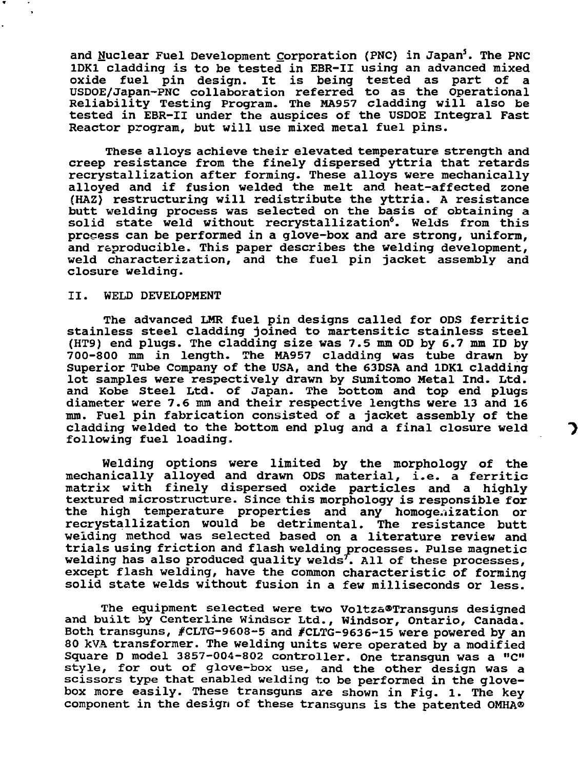and Nuclear Fuel Development Corporation (PNC) in Japan[5]. The PNC 1DK1 cladding is to be tested in EBR-II using an advanced mixed oxide fuel pin design. It is being tested as part of a USDOE/Japan-PNC collaboration referred to as the Operational Reliability Testing Program. The MA957 cladding will also be tested in EBR-II under the auspices of the USDOE Integral Fast Reactor program, but will use mixed metal fuel pins.

These alloys achieve their elevated temperature strength and creep resistance from the finely dispersed yttria that retards recrystallization after forming. These alloys were mechanically alloyed and if fusion welded the melt and heat-affected zone (HAZ) restructuring will redistribute the yttria. A resistance butt welding process was selected on the basis of obtaining a solid state weld without recrystallization[6]. Welds from this process can be performed in a glove-box and are strong, uniform, and reproducible. This paper describes the welding development, weld characterization, and the fuel pin jacket assembly and closure welding.

## II. WELD DEVELOPMENT

The advanced LMR fuel pin designs called for ODS ferritic stainless steel cladding joined to martensitic stainless steel (HT9) end plugs. The cladding size was 7.5 mm OD by 6.7 mm ID by 700-800 mm in length. The MA957 cladding was tube drawn by Superior Tube Company of the USA, and the 63DSA and 1DK1 cladding lot samples were respectively drawn by Sumitomo Metal Ind. Ltd. and Kobe Steel Ltd. of Japan. The bottom and top end plugs diameter were 7.6 mm and their respective lengths were 13 and 16 mm. Fuel pin fabrication consisted of a jacket assembly of the cladding welded to the bottom end plug and a final closure weld following fuel loading.

Welding options were limited by the morphology of the mechanically alloyed and drawn ODS material, i.e. a ferritic matrix with finely dispersed oxide particles and a highly textured microstructure. Since this morphology is responsible for the high temperature properties and any homogenization or recrystallization would be detrimental. The resistance butt welding method was selected based on a literature review and trials using friction and flash welding processes. Pulse magnetic welding has also produced quality welds[7]. All of these processes, except flash welding, have the common characteristic of forming solid state welds without fusion in a few milliseconds or less.

The equipment selected were two Voltza®Transguns designed and built by Centerline Windsor Ltd., Windsor, Ontario, Canada. Both transguns, #CLTG-9608-5 and #CLTG-9636-15 were powered by an 80 kVA transformer. The welding units were operated by a modified Square D model 3857-004-802 controller. One transgun was a "C" style, for out of glove-box use, and the other design was a scissors type that enabled welding to be performed in the glove-box more easily. These transguns are shown in Fig. 1. The key component in the design of these transguns is the patented OMHA®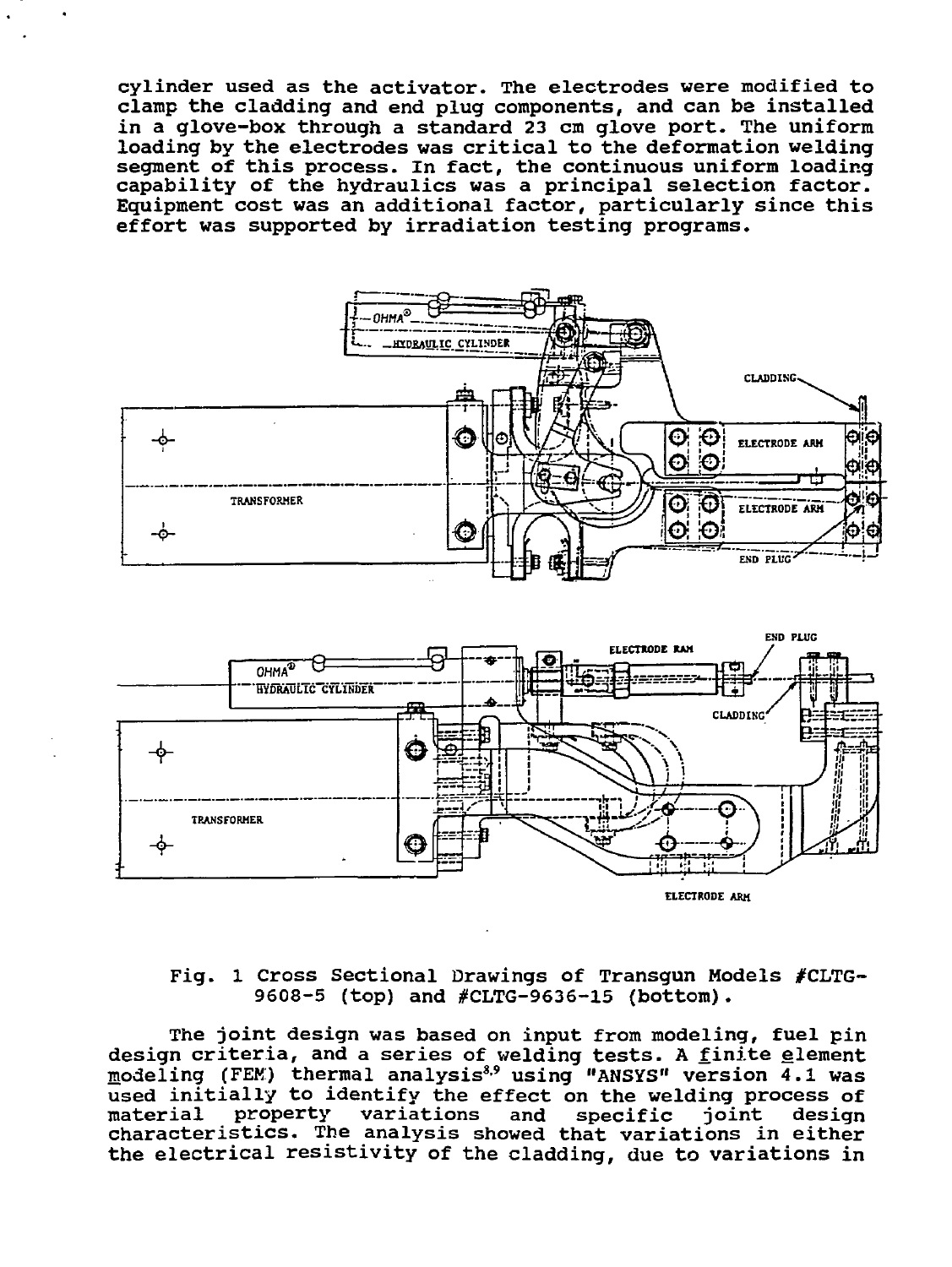cylinder used as the activator. The electrodes were modified to clamp the cladding and end plug components, and can be installed in a glove-box through a standard 23 cm glove port. The uniform loading by the electrodes was critical to the deformation welding segment of this process. In fact, the continuous uniform loading capability of the hydraulics was a principal selection factor. Equipment cost was an additional factor, particularly since this effort was supported by irradiation testing programs.

Fig. 1 Cross Sectional Drawings of Transgun Models #CLTG-9608-5 (top) and #CLTG-9636-15 (bottom).

The joint design was based on input from modeling, fuel pin design criteria, and a series of welding tests. A finite element modeling (FEM) thermal analysis[3,9] using "ANSYS" version 4.1 was used initially to identify the effect on the welding process of material property variations and specific joint design characteristics. The analysis showed that variations in either the electrical resistivity of the cladding, due to variations in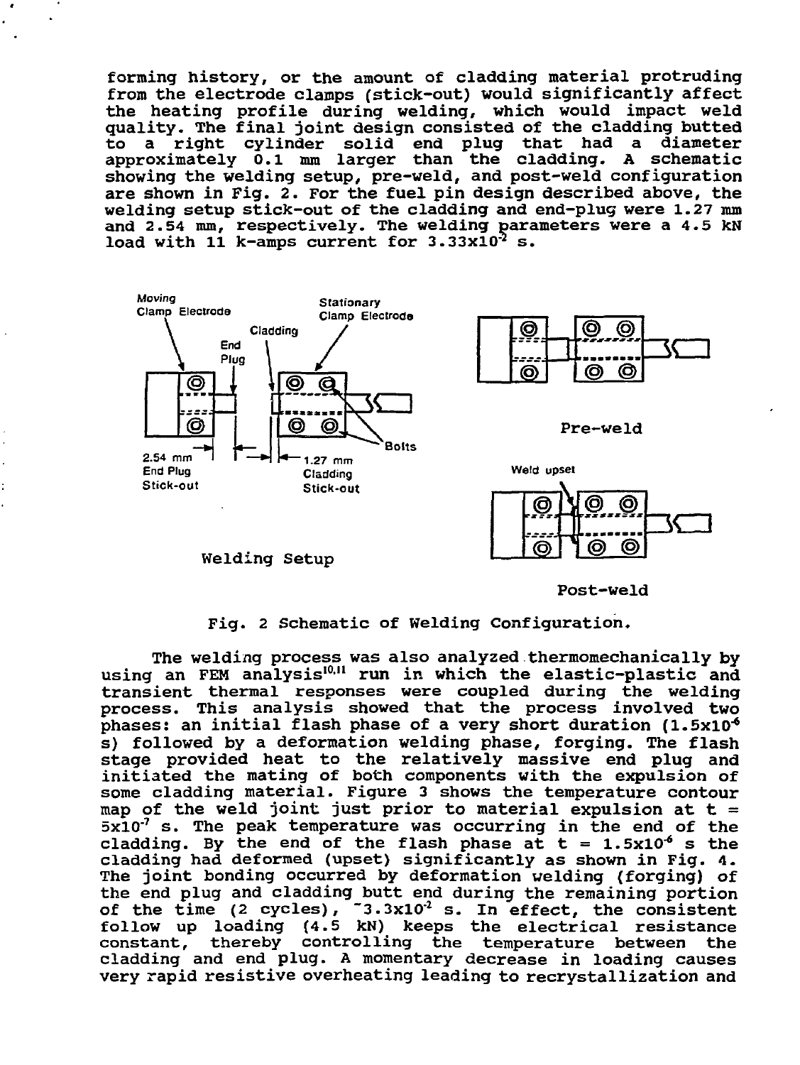forming history, or the amount of cladding material protruding from the electrode clamps (stick-out) would significantly affect the heating profile during welding, which would impact weld quality. The final joint design consisted of the cladding butted to a right cylinder solid end plug that had a diameter approximately 0.1 mm larger than the cladding. A schematic showing the welding setup, pre-weld, and post-weld configuration are shown in Fig. 2. For the fuel pin design described above, the welding setup stick-out of the cladding and end-plug were 1.27 mm and 2.54 mm, respectively. The welding parameters were a 4.5 kN load with 11 k-amps current for $3.33\times10^{-2}$ s.

Fig. 2 Schematic of Welding Configuration.

The welding process was also analyzed thermomechanically by using an FEM analysis[10,11] run in which the elastic-plastic and transient thermal responses were coupled during the welding process. This analysis showed that the process involved two phases: an initial flash phase of a very short duration ($1.5\times10^{-6}$ s) followed by a deformation welding phase, forging. The flash stage provided heat to the relatively massive end plug and initiated the mating of both components with the expulsion of some cladding material. Figure 3 shows the temperature contour map of the weld joint just prior to material expulsion at $t = 5\times10^{-7}$ s. The peak temperature was occurring in the end of the cladding. By the end of the flash phase at $t = 1.5\times10^{-6}$ s the cladding had deformed (upset) significantly as shown in Fig. 4. The joint bonding occurred by deformation welding (forging) of the end plug and cladding butt end during the remaining portion of the time (2 cycles), $\sim3.3\times10^{-2}$ s. In effect, the consistent follow up loading (4.5 kN) keeps the electrical resistance constant, thereby controlling the temperature between the cladding and end plug. A momentary decrease in loading causes very rapid resistive overheating leading to recrystallization and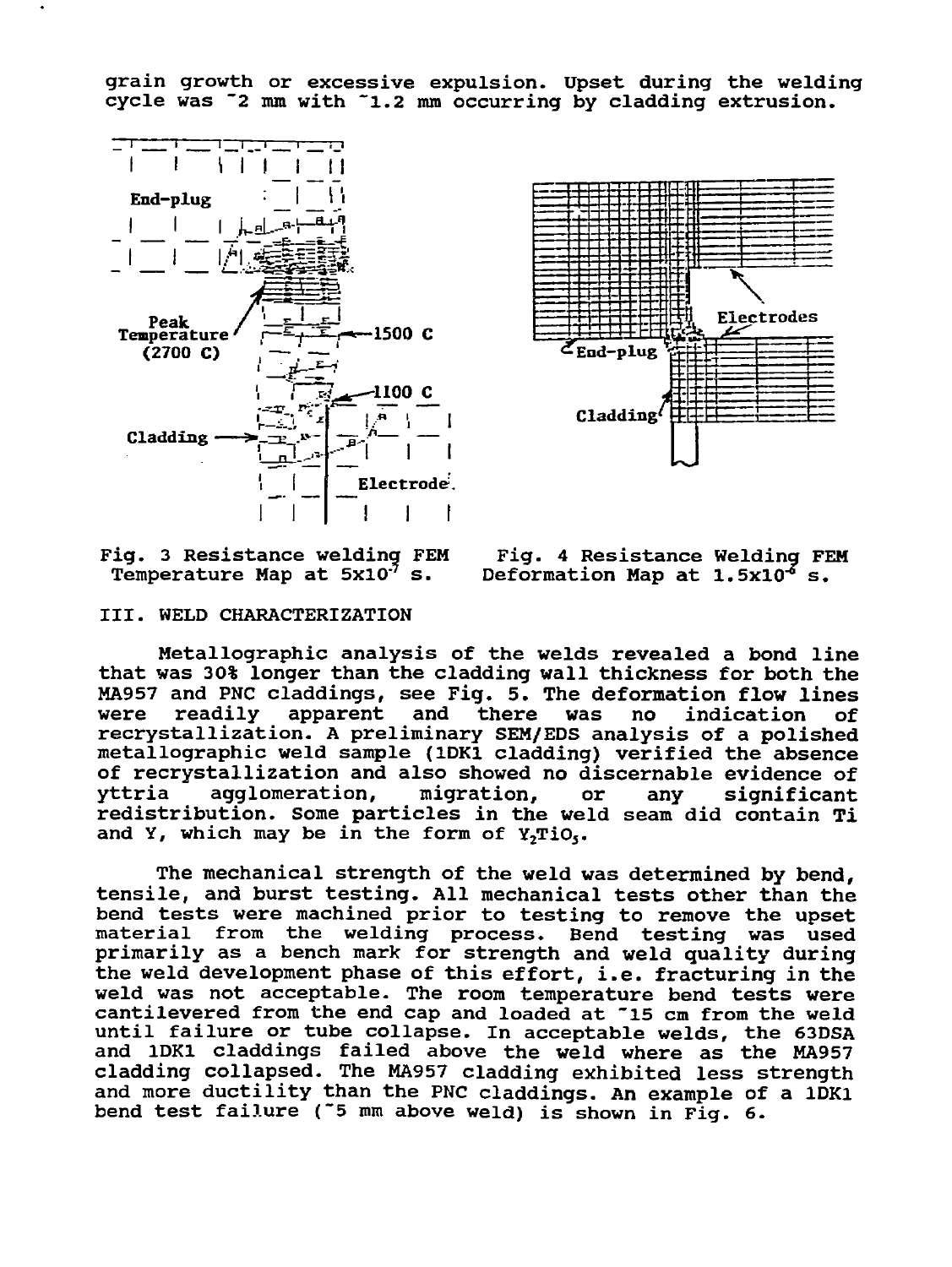grain growth or excessive expulsion. Upset during the welding cycle was ~2 mm with ~1.2 mm occurring by cladding extrusion.

Fig. 3 Resistance welding FEM Temperature Map at $5x10^{-7}$ s.

Fig. 4 Resistance Welding FEM Deformation Map at $1.5x10^{-6}$ s.

## III. WELD CHARACTERIZATION

Metallographic analysis of the welds revealed a bond line that was 30% longer than the cladding wall thickness for both the MA957 and PNC claddings, see Fig. 5. The deformation flow lines were readily apparent and there was no indication of recrystallization. A preliminary SEM/EDS analysis of a polished metallographic weld sample (1DK1 cladding) verified the absence of recrystallization and also showed no discernable evidence of yttria agglomeration, migration, or any significant redistribution. Some particles in the weld seam did contain Ti and Y, which may be in the form of $Y_2TiO_5$.

The mechanical strength of the weld was determined by bend, tensile, and burst testing. All mechanical tests other than the bend tests were machined prior to testing to remove the upset material from the welding process. Bend testing was used primarily as a bench mark for strength and weld quality during the weld development phase of this effort, i.e. fracturing in the weld was not acceptable. The room temperature bend tests were cantilevered from the end cap and loaded at ~15 cm from the weld until failure or tube collapse. In acceptable welds, the 63DSA and 1DK1 claddings failed above the weld where as the MA957 cladding collapsed. The MA957 cladding exhibited less strength and more ductility than the PNC claddings. An example of a 1DK1 bend test failure (~5 mm above weld) is shown in Fig. 6.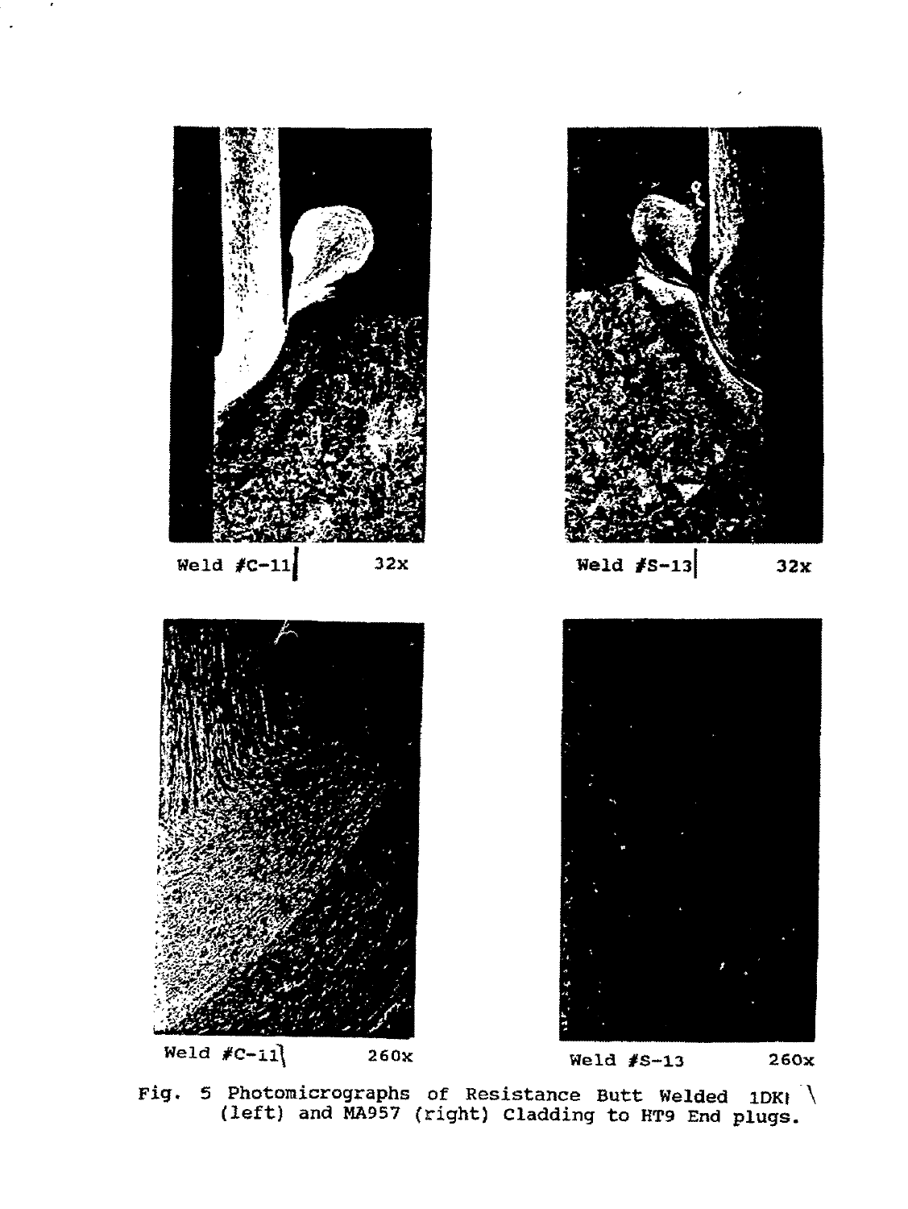Weld #C-11 32x

Weld #S-13 32x

Weld #C-11 260x

Weld #S-13 260x

Fig. 5 Photomicrographs of Resistance Butt Welded 1DK1 (left) and MA957 (right) Cladding to HT9 End plugs.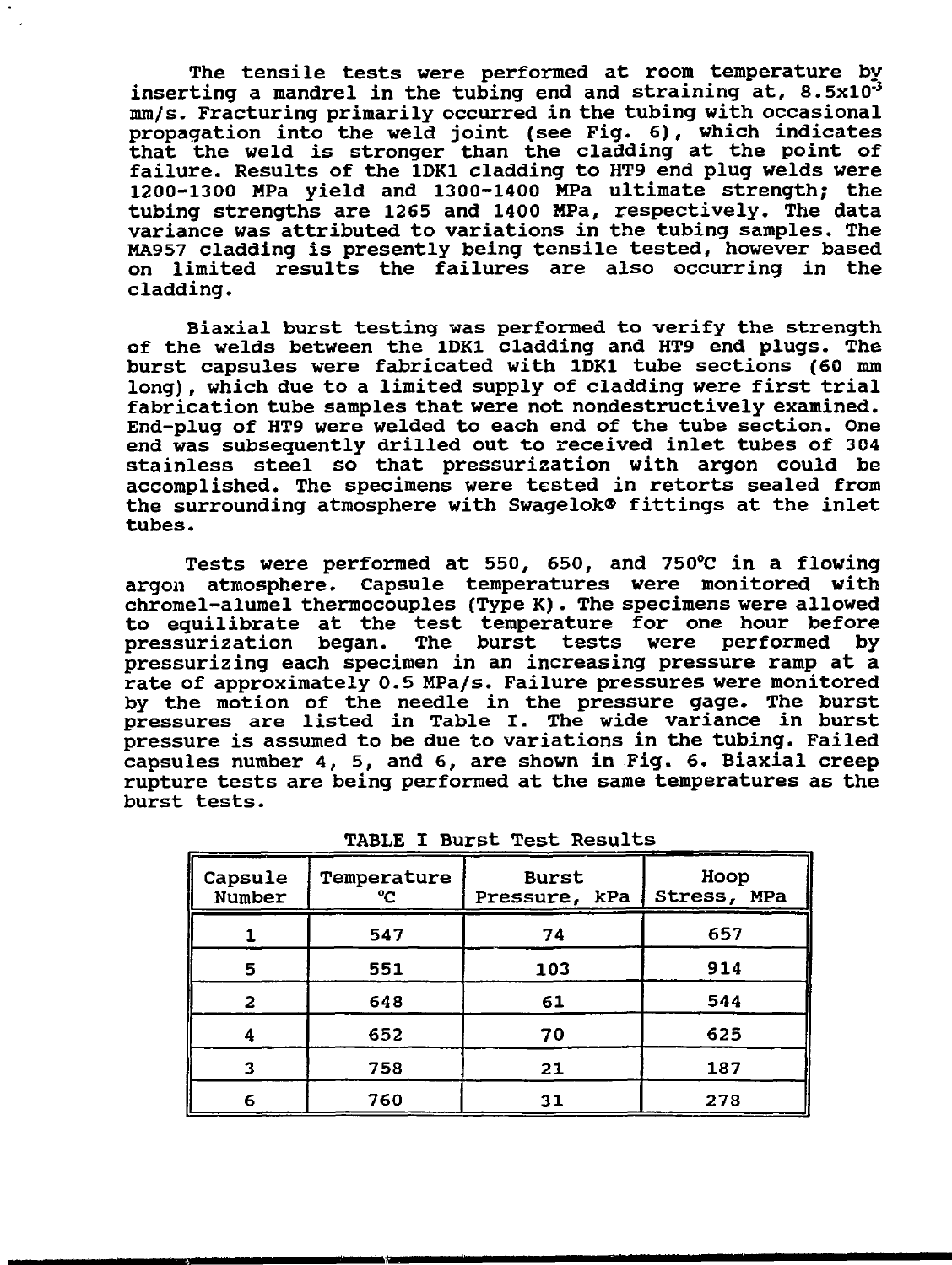The tensile tests were performed at room temperature by inserting a mandrel in the tubing end and straining at, $8.5\times10^{-3}$ mm/s. Fracturing primarily occurred in the tubing with occasional propagation into the weld joint (see Fig. 6), which indicates that the weld is stronger than the cladding at the point of failure. Results of the 1DK1 cladding to HT9 end plug welds were 1200-1300 MPa yield and 1300-1400 MPa ultimate strength; the tubing strengths are 1265 and 1400 MPa, respectively. The data variance was attributed to variations in the tubing samples. The MA957 cladding is presently being tensile tested, however based on limited results the failures are also occurring in the cladding.

Biaxial burst testing was performed to verify the strength of the welds between the 1DK1 cladding and HT9 end plugs. The burst capsules were fabricated with 1DK1 tube sections (60 mm long), which due to a limited supply of cladding were first trial fabrication tube samples that were not nondestructively examined. End-plug of HT9 were welded to each end of the tube section. One end was subsequently drilled out to received inlet tubes of 304 stainless steel so that pressurization with argon could be accomplished. The specimens were tested in retorts sealed from the surrounding atmosphere with Swagelok® fittings at the inlet tubes.

Tests were performed at 550, 650, and 750°C in a flowing argon atmosphere. Capsule temperatures were monitored with chromel-alumel thermocouples (Type K). The specimens were allowed to equilibrate at the test temperature for one hour before pressurization began. The burst tests were performed by pressurizing each specimen in an increasing pressure ramp at a rate of approximately 0.5 MPa/s. Failure pressures were monitored by the motion of the needle in the pressure gage. The burst pressures are listed in Table I. The wide variance in burst pressure is assumed to be due to variations in the tubing. Failed capsules number 4, 5, and 6, are shown in Fig. 6. Biaxial creep rupture tests are being performed at the same temperatures as the burst tests.

TABLE I Burst Test Results

| Capsule Number | Temperature °C | Burst Pressure, kPa | Hoop Stress, MPa |
|---|---|---|---|
| 1 | 547 | 74 | 657 |
| 5 | 551 | 103 | 914 |
| 2 | 648 | 61 | 544 |
| 4 | 652 | 70 | 625 |
| 3 | 758 | 21 | 187 |
| 6 | 760 | 31 | 278 |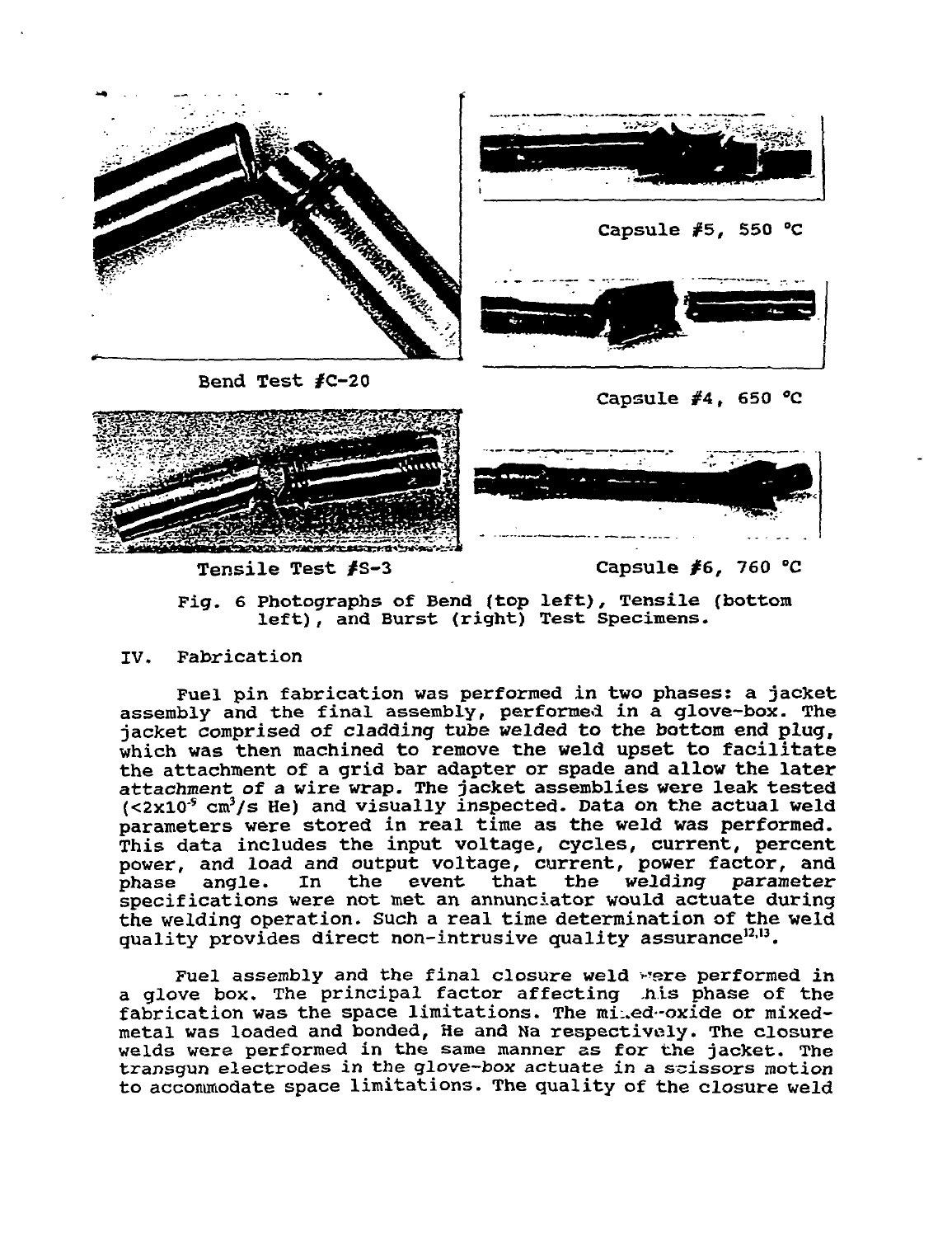Bend Test #C-20

Capsule #5, 550 °C

Capsule #4, 650 °C

Tensile Test #S-3

Capsule #6, 760 °C

Fig. 6 Photographs of Bend (top left), Tensile (bottom left), and Burst (right) Test Specimens.

## IV. Fabrication

Fuel pin fabrication was performed in two phases: a jacket assembly and the final assembly, performed in a glove-box. The jacket comprised of cladding tube welded to the bottom end plug, which was then machined to remove the weld upset to facilitate the attachment of a grid bar adapter or spade and allow the later attachment of a wire wrap. The jacket assemblies were leak tested ($<2\times10^{-5}$ $cm^3/s$ He) and visually inspected. Data on the actual weld parameters were stored in real time as the weld was performed. This data includes the input voltage, cycles, current, percent power, and load and output voltage, current, power factor, and phase angle. In the event that the welding parameter specifications were not met an annunciator would actuate during the welding operation. Such a real time determination of the weld quality provides direct non-intrusive quality assurance[12,13].

Fuel assembly and the final closure weld were performed in a glove box. The principal factor affecting this phase of the fabrication was the space limitations. The mixed-oxide or mixed-metal was loaded and bonded, He and Na respectively. The closure welds were performed in the same manner as for the jacket. The transgun electrodes in the glove-box actuate in a scissors motion to accommodate space limitations. The quality of the closure weld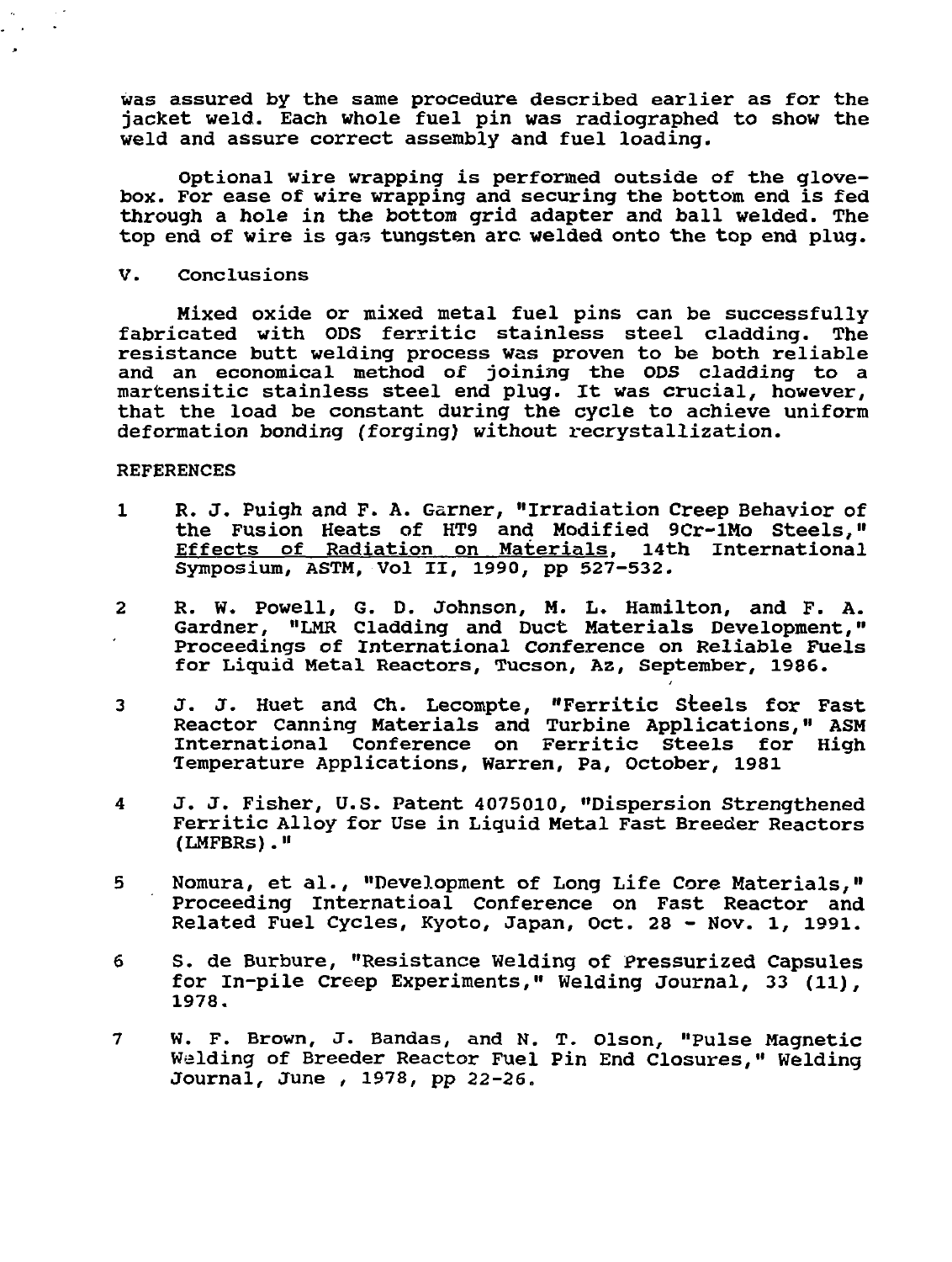was assured by the same procedure described earlier as for the jacket weld. Each whole fuel pin was radiographed to show the weld and assure correct assembly and fuel loading.

Optional wire wrapping is performed outside of the glovebox. For ease of wire wrapping and securing the bottom end is fed through a hole in the bottom grid adapter and ball welded. The top end of wire is gas tungsten arc welded onto the top end plug.

## V. Conclusions

Mixed oxide or mixed metal fuel pins can be successfully fabricated with ODS ferritic stainless steel cladding. The resistance butt welding process was proven to be both reliable and an economical method of joining the ODS cladding to a martensitic stainless steel end plug. It was crucial, however, that the load be constant during the cycle to achieve uniform deformation bonding (forging) without recrystallization.

## REFERENCES

1. R. J. Puigh and F. A. Garner, "Irradiation Creep Behavior of the Fusion Heats of HT9 and Modified 9Cr-1Mo Steels," Effects of Radiation on Materials, 14th International Symposium, ASTM, Vol II, 1990, pp 527-532.

2. R. W. Powell, G. D. Johnson, M. L. Hamilton, and F. A. Gardner, "LMR Cladding and Duct Materials Development," Proceedings of International Conference on Reliable Fuels for Liquid Metal Reactors, Tucson, Az, September, 1986.

3. J. J. Huet and Ch. Lecompte, "Ferritic Steels for Fast Reactor Canning Materials and Turbine Applications," ASM International Conference on Ferritic Steels for High Temperature Applications, Warren, Pa, October, 1981

4. J. J. Fisher, U.S. Patent 4075010, "Dispersion Strengthened Ferritic Alloy for Use in Liquid Metal Fast Breeder Reactors (LMFBRs)."

5. Nomura, et al., "Development of Long Life Core Materials," Proceeding Internatioal Conference on Fast Reactor and Related Fuel Cycles, Kyoto, Japan, Oct. 28 - Nov. 1, 1991.

6. S. de Burbure, "Resistance Welding of Pressurized Capsules for In-pile Creep Experiments," Welding Journal, 33 (11), 1978.

7. W. F. Brown, J. Bandas, and N. T. Olson, "Pulse Magnetic Welding of Breeder Reactor Fuel Pin End Closures," Welding Journal, June , 1978, pp 22-26.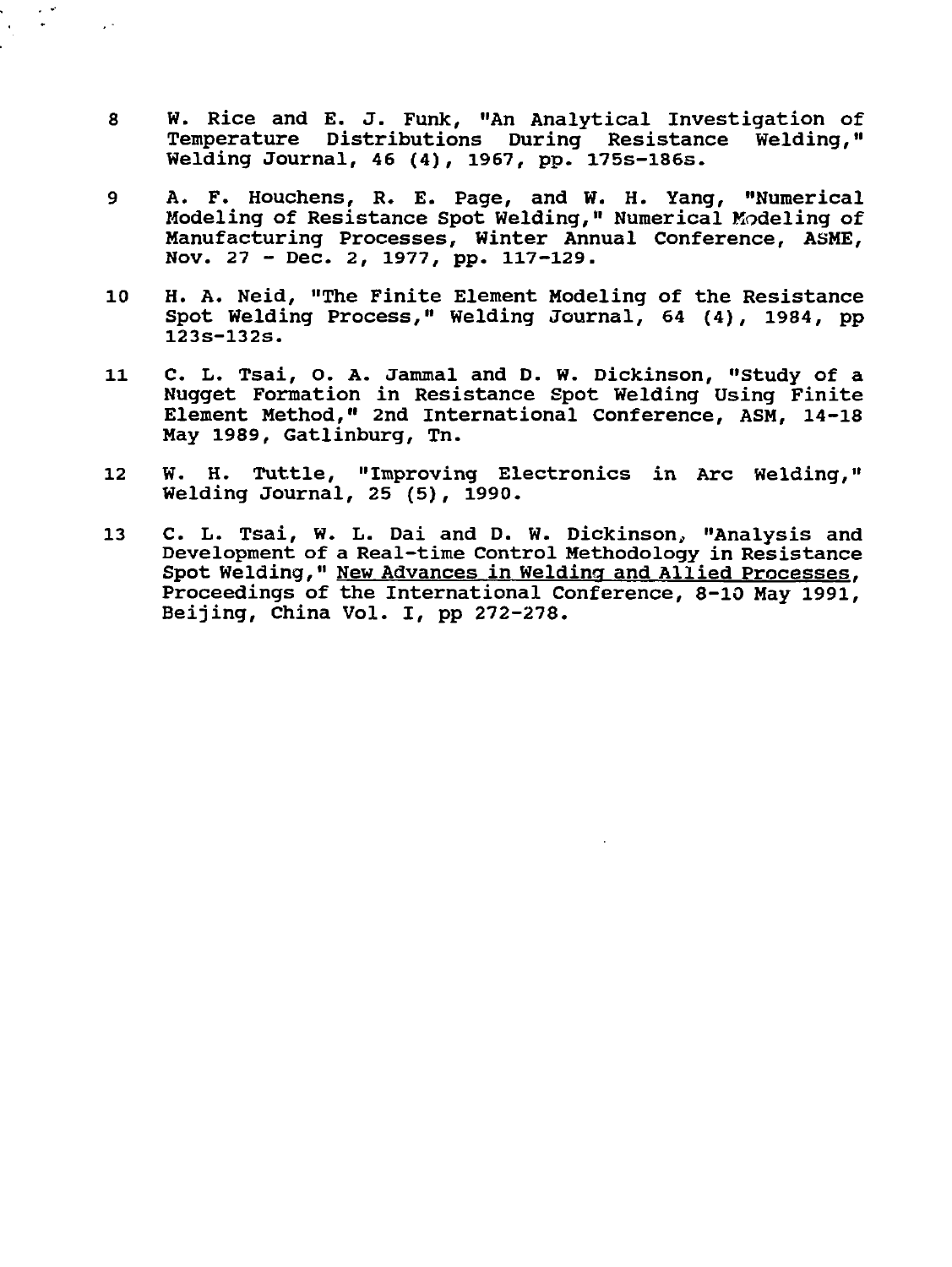8 W. Rice and E. J. Funk, "An Analytical Investigation of Temperature Distributions During Resistance Welding," Welding Journal, 46 (4), 1967, pp. 175s-186s.

9 A. F. Houchens, R. E. Page, and W. H. Yang, "Numerical Modeling of Resistance Spot Welding," Numerical Modeling of Manufacturing Processes, Winter Annual Conference, ASME, Nov. 27 - Dec. 2, 1977, pp. 117-129.

10 H. A. Neid, "The Finite Element Modeling of the Resistance Spot Welding Process," Welding Journal, 64 (4), 1984, pp 123s-132s.

11 C. L. Tsai, O. A. Jammal and D. W. Dickinson, "Study of a Nugget Formation in Resistance Spot Welding Using Finite Element Method," 2nd International Conference, ASM, 14-18 May 1989, Gatlinburg, Tn.

12 W. H. Tuttle, "Improving Electronics in Arc Welding," Welding Journal, 25 (5), 1990.

13 C. L. Tsai, W. L. Dai and D. W. Dickinson, "Analysis and Development of a Real-time Control Methodology in Resistance Spot Welding," New Advances in Welding and Allied Processes, Proceedings of the International Conference, 8-10 May 1991, Beijing, China Vol. I, pp 272-278.